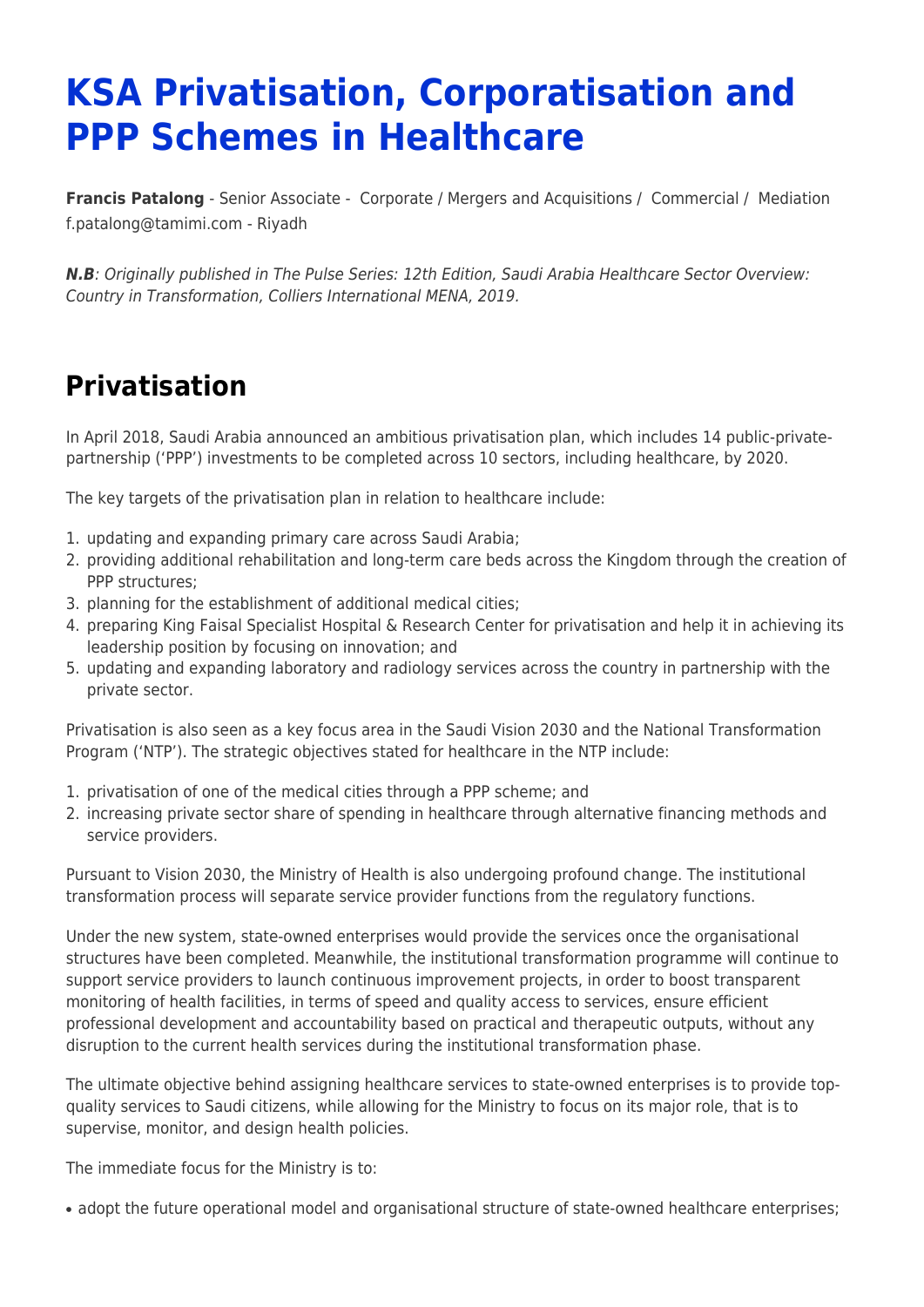# KSA Privatisation, Corporatisation and PPP Schemes in Healthcare

**Francis Patalong** - Senior Associate - Corporate / Mergers and Acquisitions / Commercial / Mediation
f.patalong@tamimi.com - Riyadh

***N.B***: *Originally published in The Pulse Series: 12th Edition, Saudi Arabia Healthcare Sector Overview: Country in Transformation, Colliers International MENA, 2019.*

## Privatisation

In April 2018, Saudi Arabia announced an ambitious privatisation plan, which includes 14 public-private-partnership ('PPP') investments to be completed across 10 sectors, including healthcare, by 2020.

The key targets of the privatisation plan in relation to healthcare include:

1. updating and expanding primary care across Saudi Arabia;
2. providing additional rehabilitation and long-term care beds across the Kingdom through the creation of PPP structures;
3. planning for the establishment of additional medical cities;
4. preparing King Faisal Specialist Hospital & Research Center for privatisation and help it in achieving its leadership position by focusing on innovation; and
5. updating and expanding laboratory and radiology services across the country in partnership with the private sector.

Privatisation is also seen as a key focus area in the Saudi Vision 2030 and the National Transformation Program ('NTP'). The strategic objectives stated for healthcare in the NTP include:

1. privatisation of one of the medical cities through a PPP scheme; and
2. increasing private sector share of spending in healthcare through alternative financing methods and service providers.

Pursuant to Vision 2030, the Ministry of Health is also undergoing profound change. The institutional transformation process will separate service provider functions from the regulatory functions.

Under the new system, state-owned enterprises would provide the services once the organisational structures have been completed. Meanwhile, the institutional transformation programme will continue to support service providers to launch continuous improvement projects, in order to boost transparent monitoring of health facilities, in terms of speed and quality access to services, ensure efficient professional development and accountability based on practical and therapeutic outputs, without any disruption to the current health services during the institutional transformation phase.

The ultimate objective behind assigning healthcare services to state-owned enterprises is to provide top-quality services to Saudi citizens, while allowing for the Ministry to focus on its major role, that is to supervise, monitor, and design health policies.

The immediate focus for the Ministry is to:

- adopt the future operational model and organisational structure of state-owned healthcare enterprises;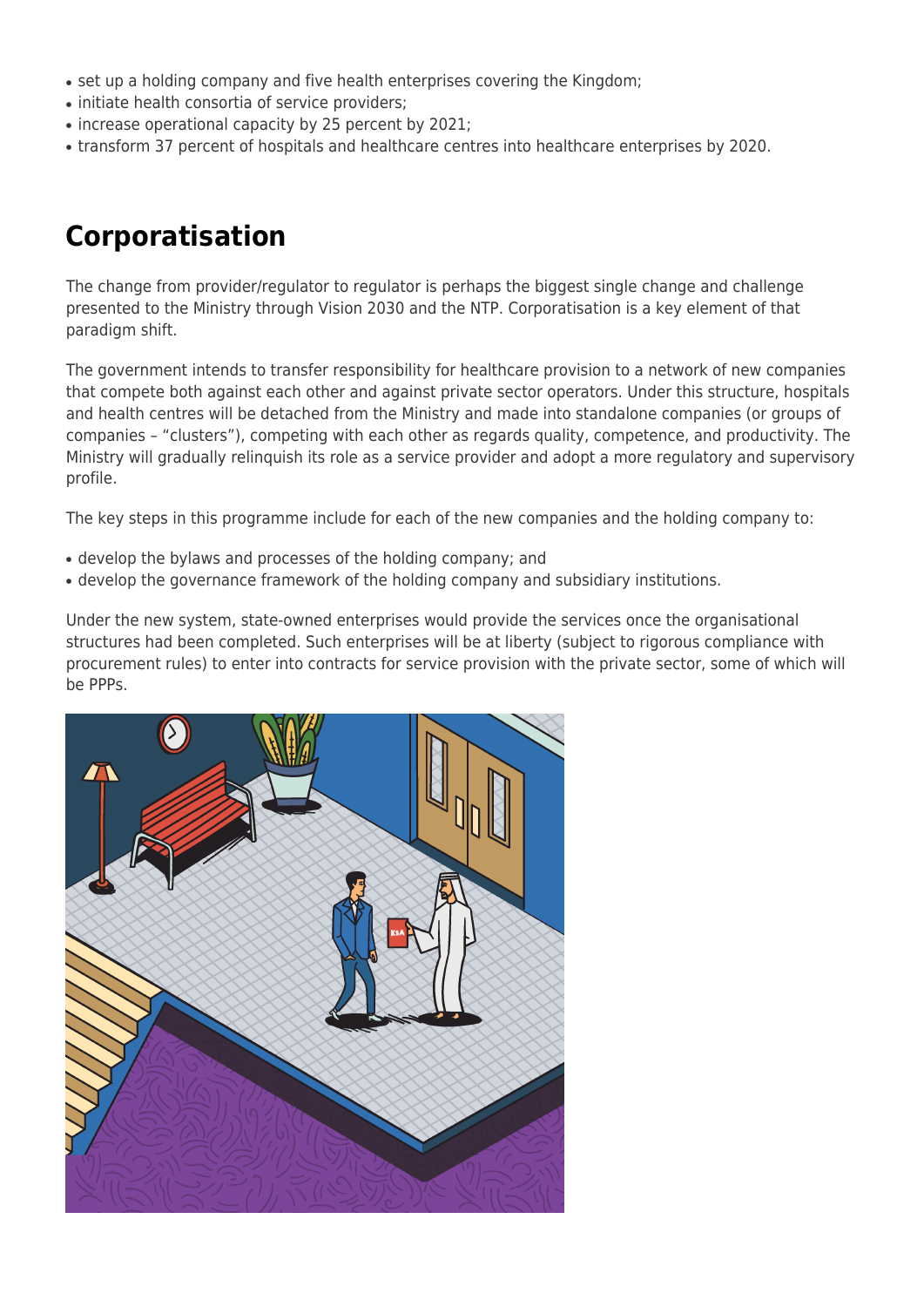- set up a holding company and five health enterprises covering the Kingdom;
- initiate health consortia of service providers;
- increase operational capacity by 25 percent by 2021;
- transform 37 percent of hospitals and healthcare centres into healthcare enterprises by 2020.

## Corporatisation

The change from provider/regulator to regulator is perhaps the biggest single change and challenge presented to the Ministry through Vision 2030 and the NTP. Corporatisation is a key element of that paradigm shift.

The government intends to transfer responsibility for healthcare provision to a network of new companies that compete both against each other and against private sector operators. Under this structure, hospitals and health centres will be detached from the Ministry and made into standalone companies (or groups of companies – "clusters"), competing with each other as regards quality, competence, and productivity. The Ministry will gradually relinquish its role as a service provider and adopt a more regulatory and supervisory profile.

The key steps in this programme include for each of the new companies and the holding company to:

- develop the bylaws and processes of the holding company; and
- develop the governance framework of the holding company and subsidiary institutions.

Under the new system, state-owned enterprises would provide the services once the organisational structures had been completed. Such enterprises will be at liberty (subject to rigorous compliance with procurement rules) to enter into contracts for service provision with the private sector, some of which will be PPPs.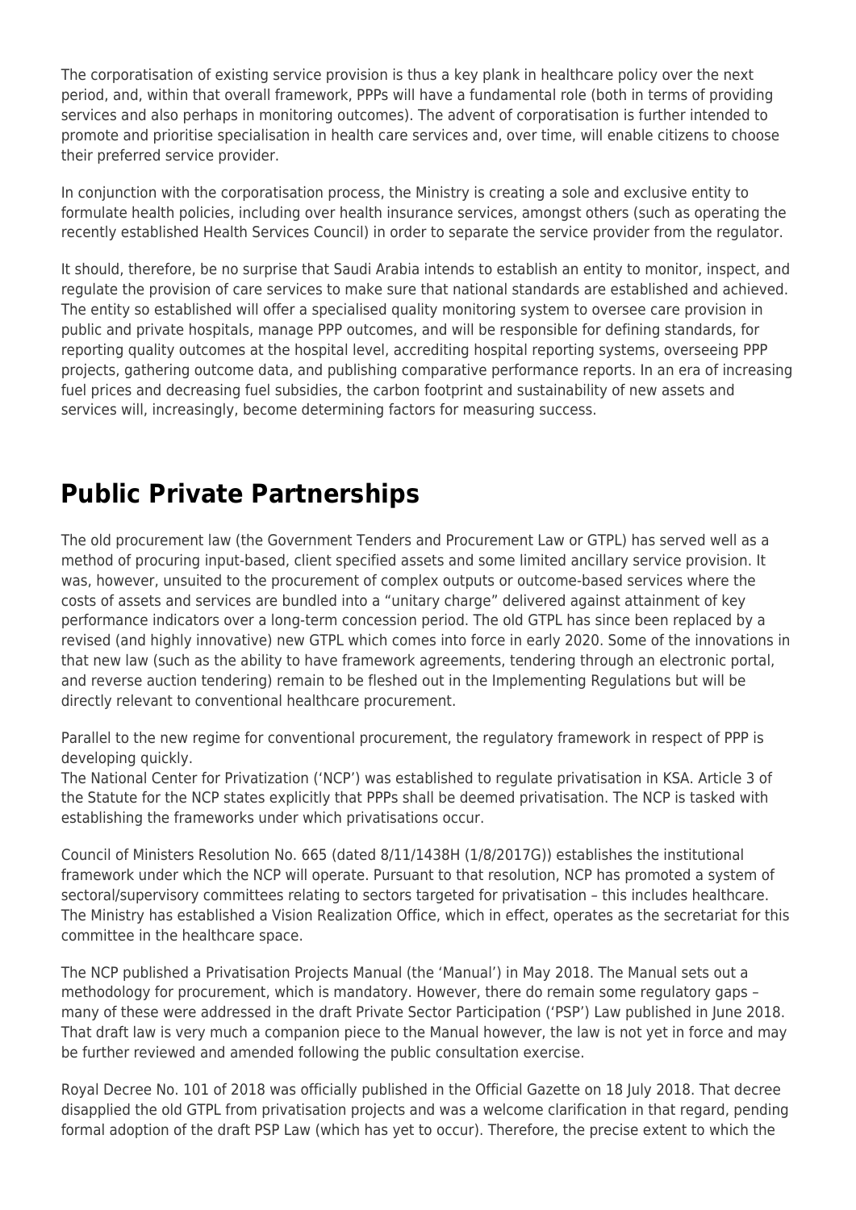The corporatisation of existing service provision is thus a key plank in healthcare policy over the next period, and, within that overall framework, PPPs will have a fundamental role (both in terms of providing services and also perhaps in monitoring outcomes). The advent of corporatisation is further intended to promote and prioritise specialisation in health care services and, over time, will enable citizens to choose their preferred service provider.

In conjunction with the corporatisation process, the Ministry is creating a sole and exclusive entity to formulate health policies, including over health insurance services, amongst others (such as operating the recently established Health Services Council) in order to separate the service provider from the regulator.

It should, therefore, be no surprise that Saudi Arabia intends to establish an entity to monitor, inspect, and regulate the provision of care services to make sure that national standards are established and achieved. The entity so established will offer a specialised quality monitoring system to oversee care provision in public and private hospitals, manage PPP outcomes, and will be responsible for defining standards, for reporting quality outcomes at the hospital level, accrediting hospital reporting systems, overseeing PPP projects, gathering outcome data, and publishing comparative performance reports. In an era of increasing fuel prices and decreasing fuel subsidies, the carbon footprint and sustainability of new assets and services will, increasingly, become determining factors for measuring success.

## Public Private Partnerships

The old procurement law (the Government Tenders and Procurement Law or GTPL) has served well as a method of procuring input-based, client specified assets and some limited ancillary service provision. It was, however, unsuited to the procurement of complex outputs or outcome-based services where the costs of assets and services are bundled into a "unitary charge" delivered against attainment of key performance indicators over a long-term concession period. The old GTPL has since been replaced by a revised (and highly innovative) new GTPL which comes into force in early 2020. Some of the innovations in that new law (such as the ability to have framework agreements, tendering through an electronic portal, and reverse auction tendering) remain to be fleshed out in the Implementing Regulations but will be directly relevant to conventional healthcare procurement.

Parallel to the new regime for conventional procurement, the regulatory framework in respect of PPP is developing quickly.
The National Center for Privatization ('NCP') was established to regulate privatisation in KSA. Article 3 of the Statute for the NCP states explicitly that PPPs shall be deemed privatisation. The NCP is tasked with establishing the frameworks under which privatisations occur.

Council of Ministers Resolution No. 665 (dated 8/11/1438H (1/8/2017G)) establishes the institutional framework under which the NCP will operate. Pursuant to that resolution, NCP has promoted a system of sectoral/supervisory committees relating to sectors targeted for privatisation – this includes healthcare. The Ministry has established a Vision Realization Office, which in effect, operates as the secretariat for this committee in the healthcare space.

The NCP published a Privatisation Projects Manual (the 'Manual') in May 2018. The Manual sets out a methodology for procurement, which is mandatory. However, there do remain some regulatory gaps – many of these were addressed in the draft Private Sector Participation ('PSP') Law published in June 2018. That draft law is very much a companion piece to the Manual however, the law is not yet in force and may be further reviewed and amended following the public consultation exercise.

Royal Decree No. 101 of 2018 was officially published in the Official Gazette on 18 July 2018. That decree disapplied the old GTPL from privatisation projects and was a welcome clarification in that regard, pending formal adoption of the draft PSP Law (which has yet to occur). Therefore, the precise extent to which the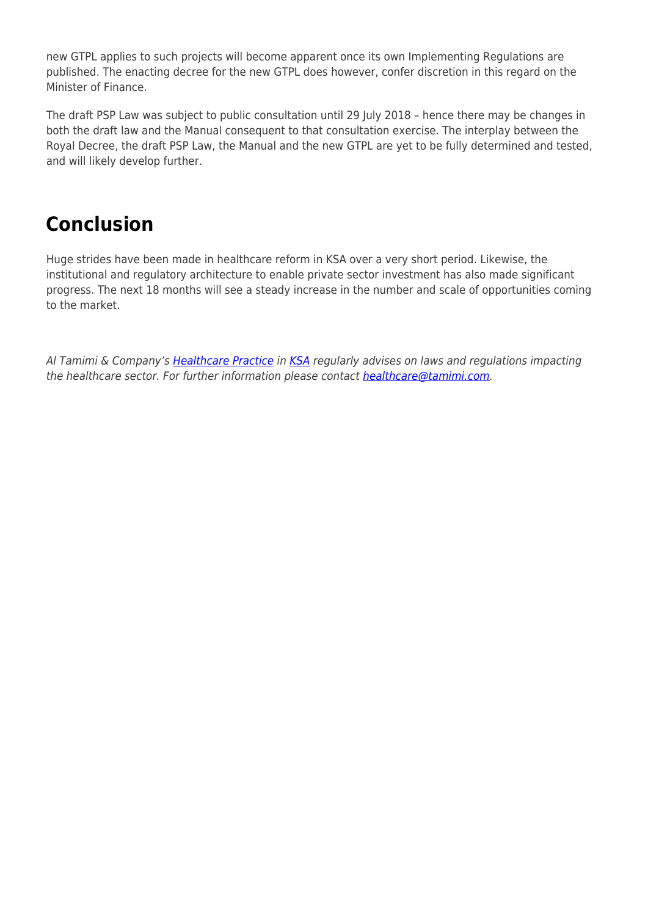new GTPL applies to such projects will become apparent once its own Implementing Regulations are published. The enacting decree for the new GTPL does however, confer discretion in this regard on the Minister of Finance.

The draft PSP Law was subject to public consultation until 29 July 2018 – hence there may be changes in both the draft law and the Manual consequent to that consultation exercise. The interplay between the Royal Decree, the draft PSP Law, the Manual and the new GTPL are yet to be fully determined and tested, and will likely develop further.

## Conclusion

Huge strides have been made in healthcare reform in KSA over a very short period. Likewise, the institutional and regulatory architecture to enable private sector investment has also made significant progress. The next 18 months will see a steady increase in the number and scale of opportunities coming to the market.

*Al Tamimi & Company's Healthcare Practice in KSA regularly advises on laws and regulations impacting the healthcare sector. For further information please contact healthcare@tamimi.com.*